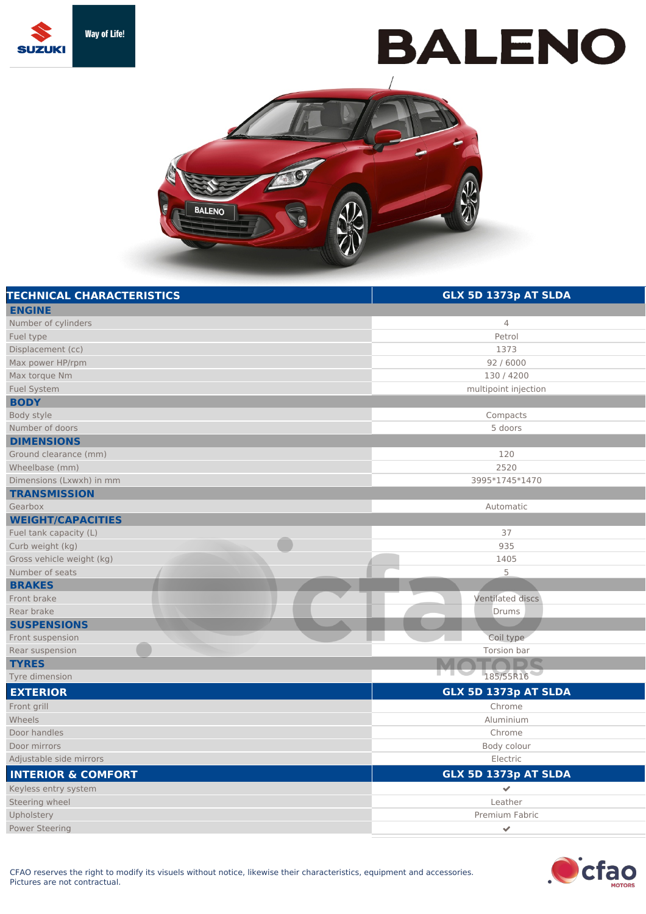# BALENO

Way of Life!

| TECHNICAL CHARACTERISTICS | GLX 5D 1373p AT SLDA |
|---|---|
| **ENGINE** | |
| Number of cylinders | 4 |
| Fuel type | Petrol |
| Displacement (cc) | 1373 |
| Max power HP/rpm | 92 / 6000 |
| Max torque Nm | 130 / 4200 |
| Fuel System | multipoint injection |
| **BODY** | |
| Body style | Compacts |
| Number of doors | 5 doors |
| **DIMENSIONS** | |
| Ground clearance (mm) | 120 |
| Wheelbase (mm) | 2520 |
| Dimensions (Lxwxh) in mm | 3995*1745*1470 |
| **TRANSMISSION** | |
| Gearbox | Automatic |
| **WEIGHT/CAPACITIES** | |
| Fuel tank capacity (L) | 37 |
| Curb weight (kg) | 935 |
| Gross vehicle weight (kg) | 1405 |
| Number of seats | 5 |
| **BRAKES** | |
| Front brake | Ventilated discs |
| Rear brake | Drums |
| **SUSPENSIONS** | |
| Front suspension | Coil type |
| Rear suspension | Torsion bar |
| **TYRES** | |
| Tyre dimension | 185/55R16 |

| EXTERIOR | GLX 5D 1373p AT SLDA |
|---|---|
| Front grill | Chrome |
| Wheels | Aluminium |
| Door handles | Chrome |
| Door mirrors | Body colour |
| Adjustable side mirrors | Electric |

| INTERIOR & COMFORT | GLX 5D 1373p AT SLDA |
|---|---|
| Keyless entry system | ✔ |
| Steering wheel | Leather |
| Upholstery | Premium Fabric |
| Power Steering | ✔ |

CFAO reserves the right to modify its visuals without notice, likewise their characteristics, equipment and accessories.
Pictures are not contractual.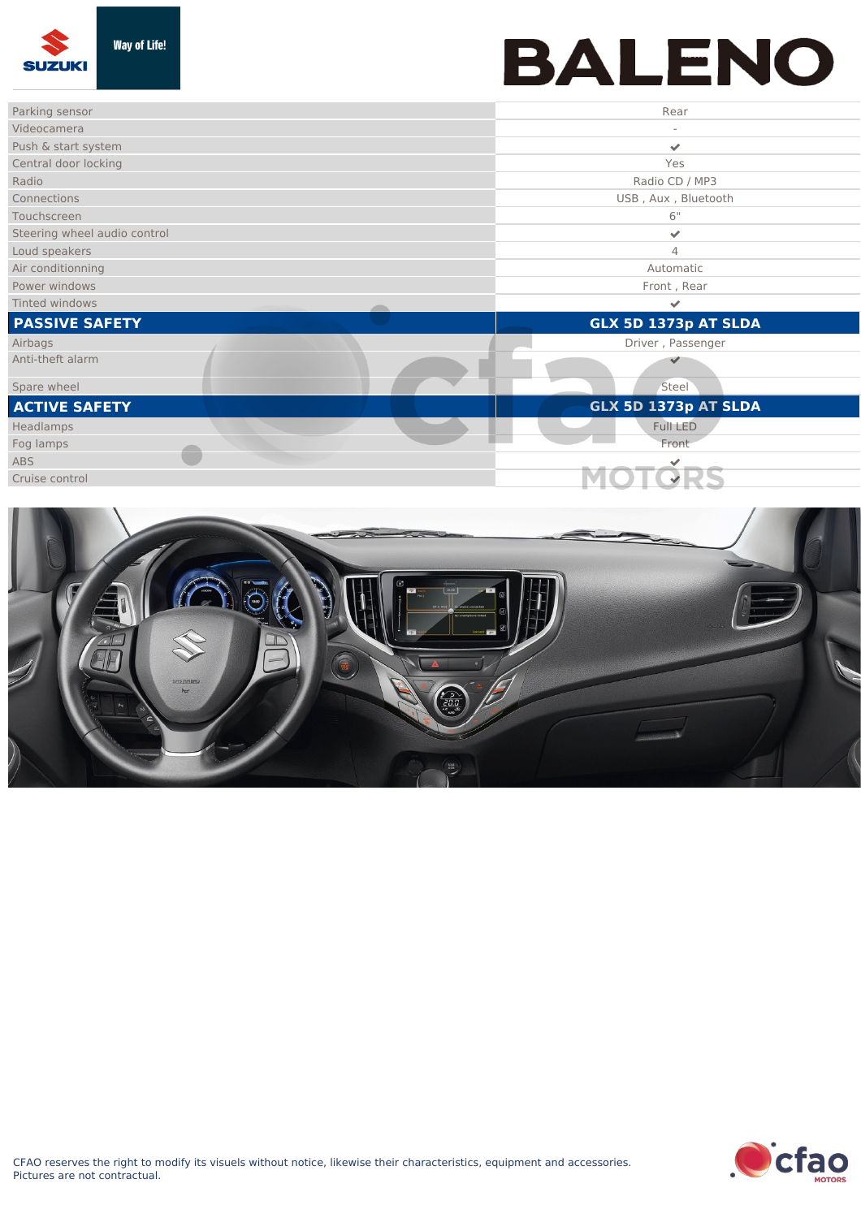# BALENO

| | |
|---|---|
| Parking sensor | Rear |
| Videocamera | - |
| Push & start system | ✔ |
| Central door locking | Yes |
| Radio | Radio CD / MP3 |
| Connections | USB , Aux , Bluetooth |
| Touchscreen | 6" |
| Steering wheel audio control | ✔ |
| Loud speakers | 4 |
| Air conditionning | Automatic |
| Power windows | Front , Rear |
| Tinted windows | ✔ |

| PASSIVE SAFETY | GLX 5D 1373p AT SLDA |
|---|---|
| Airbags | Driver , Passenger |
| Anti-theft alarm | ✔ |
| Spare wheel | Steel |

| ACTIVE SAFETY | GLX 5D 1373p AT SLDA |
|---|---|
| Headlamps | Full LED |
| Fog lamps | Front |
| ABS | ✔ |
| Cruise control | ✔ |

CFAO reserves the right to modify its visuals without notice, likewise their characteristics, equipment and accessories.
Pictures are not contractual.